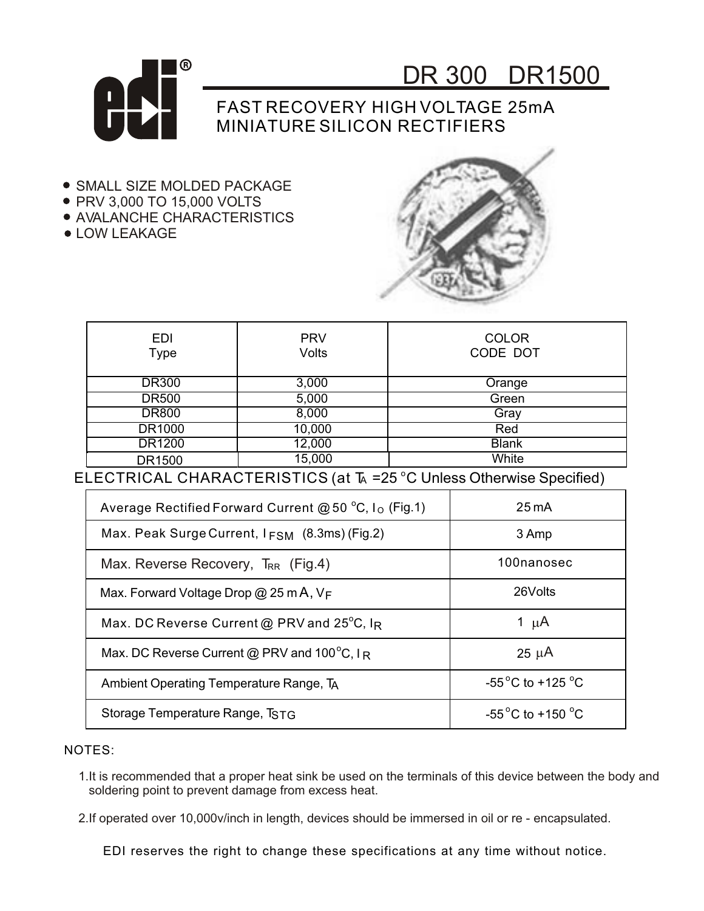# DR 300 DR1500

## FAST RECOVERY HIGH VOLTAGE 25mA MINIATURE SILICON RECTIFIERS

- SMALL SIZE MOLDED PACKAGE
- PRV 3,000 TO 15,000 VOLTS
- AVALANCHE CHARACTERISTICS
- LOW LEAKAGE

| EDI Type | PRV Volts | COLOR CODE DOT |
|---|---|---|
| DR300 | 3,000 | Orange |
| DR500 | 5,000 | Green |
| DR800 | 8,000 | Gray |
| DR1000 | 10,000 | Red |
| DR1200 | 12,000 | Blank |
| DR1500 | 15,000 | White |

## ELECTRICAL CHARACTERISTICS (at $T_A$ =25 °C Unless Otherwise Specified)

| | |
|---|---|
| Average Rectified Forward Current @ 50 °C, $I_O$ (Fig.1) | 25 mA |
| Max. Peak Surge Current, $I_{FSM}$ (8.3ms) (Fig.2) | 3 Amp |
| Max. Reverse Recovery, $T_{RR}$ (Fig.4) | 100nanosec |
| Max. Forward Voltage Drop @ 25 mA, $V_F$ | 26Volts |
| Max. DC Reverse Current @ PRV and 25°C, $I_R$ | 1 µA |
| Max. DC Reverse Current @ PRV and 100°C, $I_R$ | 25 µA |
| Ambient Operating Temperature Range, $T_A$ | -55°C to +125 °C |
| Storage Temperature Range, $T_{STG}$ | -55°C to +150 °C |

NOTES:

1. It is recommended that a proper heat sink be used on the terminals of this device between the body and soldering point to prevent damage from excess heat.
2. If operated over 10,000v/inch in length, devices should be immersed in oil or re - encapsulated.

EDI reserves the right to change these specifications at any time without notice.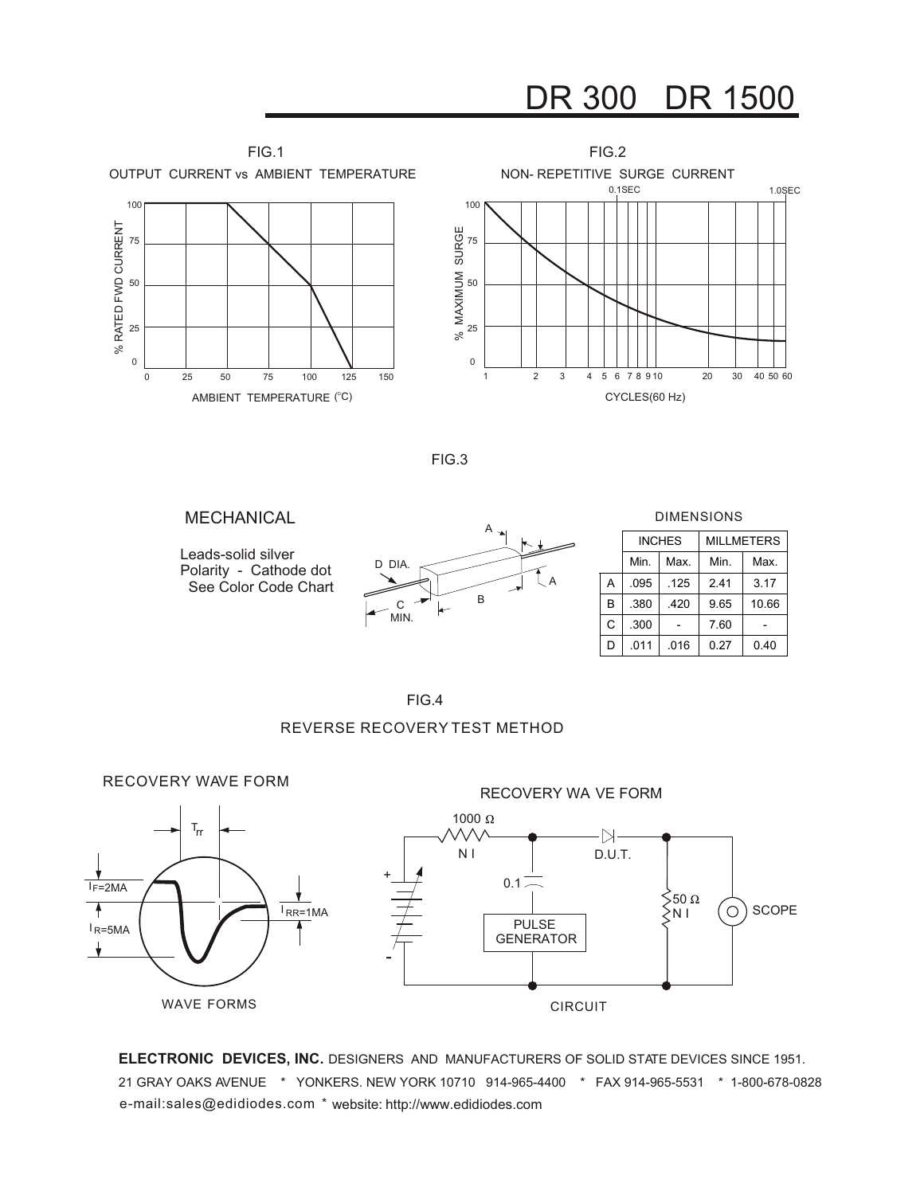# DR 300 DR 1500

FIG.1

OUTPUT CURRENT vs AMBIENT TEMPERATURE

% RATED FWD CURRENT

100
75
50
25
0

0 25 50 75 100 125 150

AMBIENT TEMPERATURE (°C)

FIG.2

NON- REPETITIVE SURGE CURRENT

0.1SEC
1.0SEC

% MAXIMUM SURGE

100
75
50
25
0

1 2 3 4 5 6 7 8 9 10 20 30 40 50 60

CYCLES(60 Hz)

FIG.3

MECHANICAL

Leads-solid silver
Polarity - Cathode dot
See Color Code Chart

D DIA.
A
A
B
C MIN.

DIMENSIONS

| | INCHES | | MILLMETERS | |
|---|---|---|---|---|
| | Min. | Max. | Min. | Max. |
| A | .095 | .125 | 2.41 | 3.17 |
| B | .380 | .420 | 9.65 | 10.66 |
| C | .300 | - | 7.60 | - |
| D | .011 | .016 | 0.27 | 0.40 |

FIG.4

REVERSE RECOVERY TEST METHOD

RECOVERY WAVE FORM

$T_{rr}$

$I_F$=2MA

$I_R$=5MA

$I_{RR}$=1MA

WAVE FORMS

RECOVERY WA VE FORM

1000 Ω
N I
D.U.T.
+
0.1
-
PULSE GENERATOR
50 Ω
N I
SCOPE

CIRCUIT

**ELECTRONIC DEVICES, INC.** DESIGNERS AND MANUFACTURERS OF SOLID STATE DEVICES SINCE 1951.
21 GRAY OAKS AVENUE * YONKERS. NEW YORK 10710 914-965-4400 * FAX 914-965-5531 * 1-800-678-0828
e-mail:sales@edidiodes.com * website: http://www.edidiodes.com